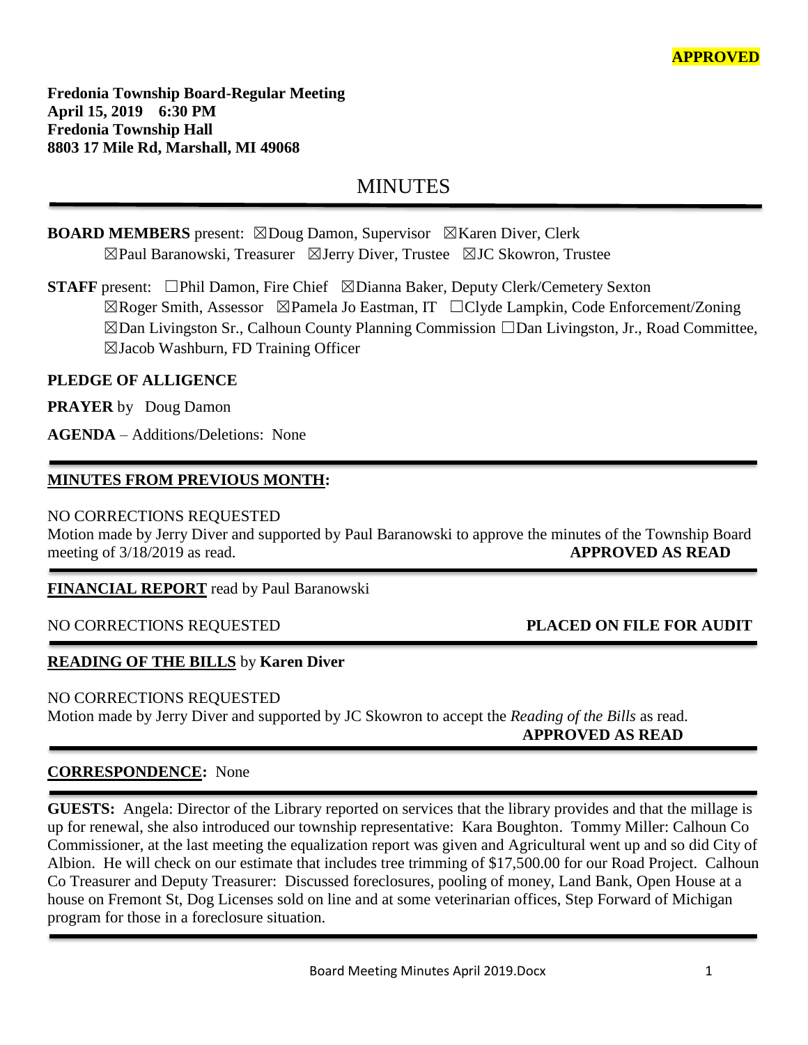**APPROVED**

**Fredonia Township Board-Regular Meeting**
**April 15, 2019 6:30 PM**
**Fredonia Township Hall**
**8803 17 Mile Rd, Marshall, MI 49068**

# MINUTES

**BOARD MEMBERS** present: ☒Doug Damon, Supervisor ☒Karen Diver, Clerk
☒Paul Baranowski, Treasurer ☒Jerry Diver, Trustee ☒JC Skowron, Trustee

**STAFF** present: ☐Phil Damon, Fire Chief ☒Dianna Baker, Deputy Clerk/Cemetery Sexton
☒Roger Smith, Assessor ☒Pamela Jo Eastman, IT ☐Clyde Lampkin, Code Enforcement/Zoning
☒Dan Livingston Sr., Calhoun County Planning Commission ☐Dan Livingston, Jr., Road Committee,
☒Jacob Washburn, FD Training Officer

**PLEDGE OF ALLIGENCE**

**PRAYER** by Doug Damon

**AGENDA** – Additions/Deletions: None

---

**MINUTES FROM PREVIOUS MONTH:**

NO CORRECTIONS REQUESTED
Motion made by Jerry Diver and supported by Paul Baranowski to approve the minutes of the Township Board meeting of 3/18/2019 as read. **APPROVED AS READ**

---

**FINANCIAL REPORT** read by Paul Baranowski

NO CORRECTIONS REQUESTED **PLACED ON FILE FOR AUDIT**

---

**READING OF THE BILLS** by **Karen Diver**

NO CORRECTIONS REQUESTED
Motion made by Jerry Diver and supported by JC Skowron to accept the *Reading of the Bills* as read.
**APPROVED AS READ**

---

**CORRESPONDENCE:** None

---

**GUESTS:** Angela: Director of the Library reported on services that the library provides and that the millage is up for renewal, she also introduced our township representative: Kara Boughton. Tommy Miller: Calhoun Co Commissioner, at the last meeting the equalization report was given and Agricultural went up and so did City of Albion. He will check on our estimate that includes tree trimming of $17,500.00 for our Road Project. Calhoun Co Treasurer and Deputy Treasurer: Discussed foreclosures, pooling of money, Land Bank, Open House at a house on Fremont St, Dog Licenses sold on line and at some veterinarian offices, Step Forward of Michigan program for those in a foreclosure situation.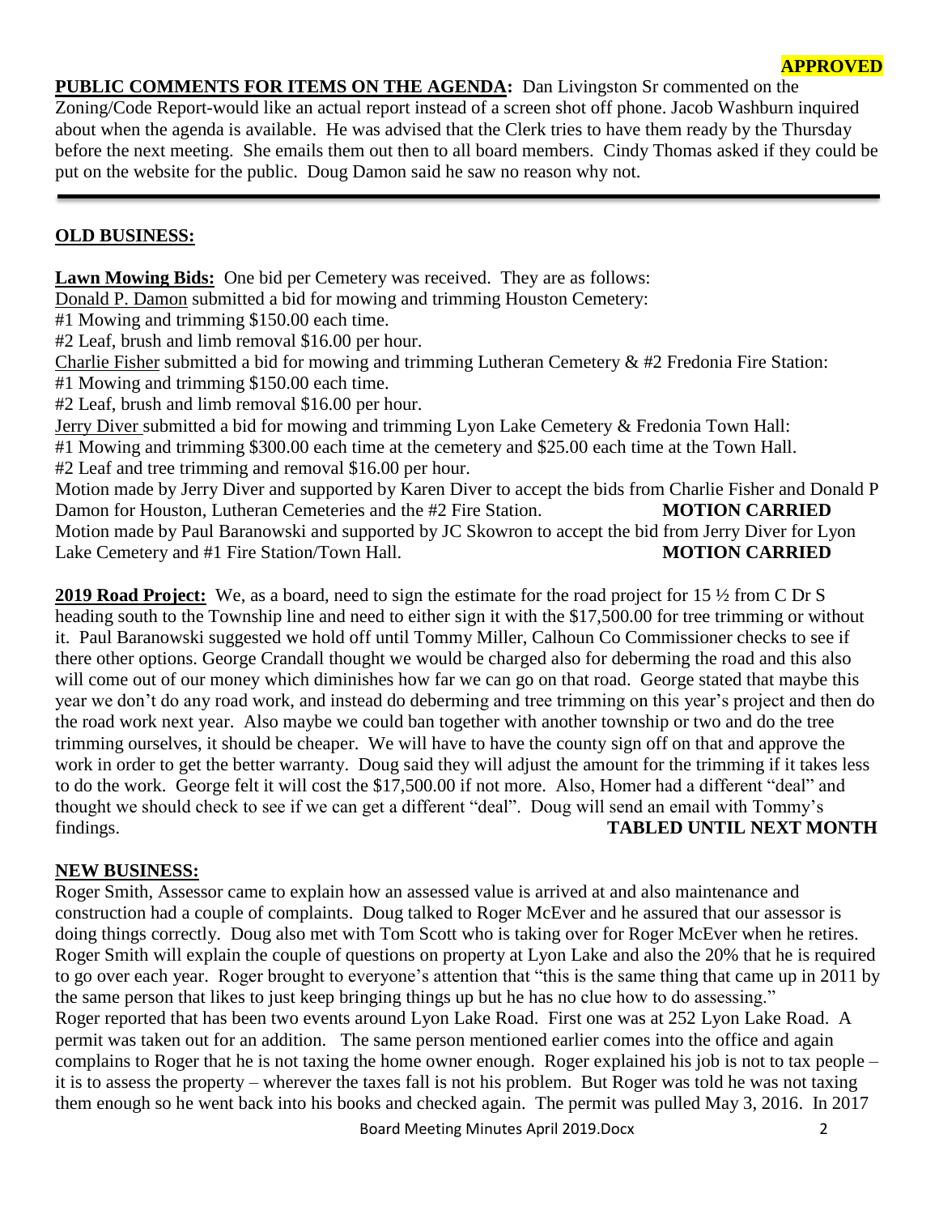**APPROVED**

**PUBLIC COMMENTS FOR ITEMS ON THE AGENDA:** Dan Livingston Sr commented on the Zoning/Code Report-would like an actual report instead of a screen shot off phone. Jacob Washburn inquired about when the agenda is available. He was advised that the Clerk tries to have them ready by the Thursday before the next meeting. She emails them out then to all board members. Cindy Thomas asked if they could be put on the website for the public. Doug Damon said he saw no reason why not.

---

## OLD BUSINESS:

**Lawn Mowing Bids:** One bid per Cemetery was received. They are as follows:

Donald P. Damon submitted a bid for mowing and trimming Houston Cemetery:
#1 Mowing and trimming $150.00 each time.
#2 Leaf, brush and limb removal $16.00 per hour.

Charlie Fisher submitted a bid for mowing and trimming Lutheran Cemetery & #2 Fredonia Fire Station:
#1 Mowing and trimming $150.00 each time.
#2 Leaf, brush and limb removal $16.00 per hour.

Jerry Diver submitted a bid for mowing and trimming Lyon Lake Cemetery & Fredonia Town Hall:
#1 Mowing and trimming $300.00 each time at the cemetery and $25.00 each time at the Town Hall.
#2 Leaf and tree trimming and removal $16.00 per hour.

Motion made by Jerry Diver and supported by Karen Diver to accept the bids from Charlie Fisher and Donald P Damon for Houston, Lutheran Cemeteries and the #2 Fire Station. **MOTION CARRIED**

Motion made by Paul Baranowski and supported by JC Skowron to accept the bid from Jerry Diver for Lyon Lake Cemetery and #1 Fire Station/Town Hall. **MOTION CARRIED**

**2019 Road Project:** We, as a board, need to sign the estimate for the road project for 15 ½ from C Dr S heading south to the Township line and need to either sign it with the $17,500.00 for tree trimming or without it. Paul Baranowski suggested we hold off until Tommy Miller, Calhoun Co Commissioner checks to see if there other options. George Crandall thought we would be charged also for deberming the road and this also will come out of our money which diminishes how far we can go on that road. George stated that maybe this year we don't do any road work, and instead do deberming and tree trimming on this year's project and then do the road work next year. Also maybe we could ban together with another township or two and do the tree trimming ourselves, it should be cheaper. We will have to have the county sign off on that and approve the work in order to get the better warranty. Doug said they will adjust the amount for the trimming if it takes less to do the work. George felt it will cost the $17,500.00 if not more. Also, Homer had a different "deal" and thought we should check to see if we can get a different "deal". Doug will send an email with Tommy's findings. **TABLED UNTIL NEXT MONTH**

## NEW BUSINESS:

Roger Smith, Assessor came to explain how an assessed value is arrived at and also maintenance and construction had a couple of complaints. Doug talked to Roger McEver and he assured that our assessor is doing things correctly. Doug also met with Tom Scott who is taking over for Roger McEver when he retires. Roger Smith will explain the couple of questions on property at Lyon Lake and also the 20% that he is required to go over each year. Roger brought to everyone's attention that "this is the same thing that came up in 2011 by the same person that likes to just keep bringing things up but he has no clue how to do assessing."

Roger reported that has been two events around Lyon Lake Road. First one was at 252 Lyon Lake Road. A permit was taken out for an addition. The same person mentioned earlier comes into the office and again complains to Roger that he is not taxing the home owner enough. Roger explained his job is not to tax people – it is to assess the property – wherever the taxes fall is not his problem. But Roger was told he was not taxing them enough so he went back into his books and checked again. The permit was pulled May 3, 2016. In 2017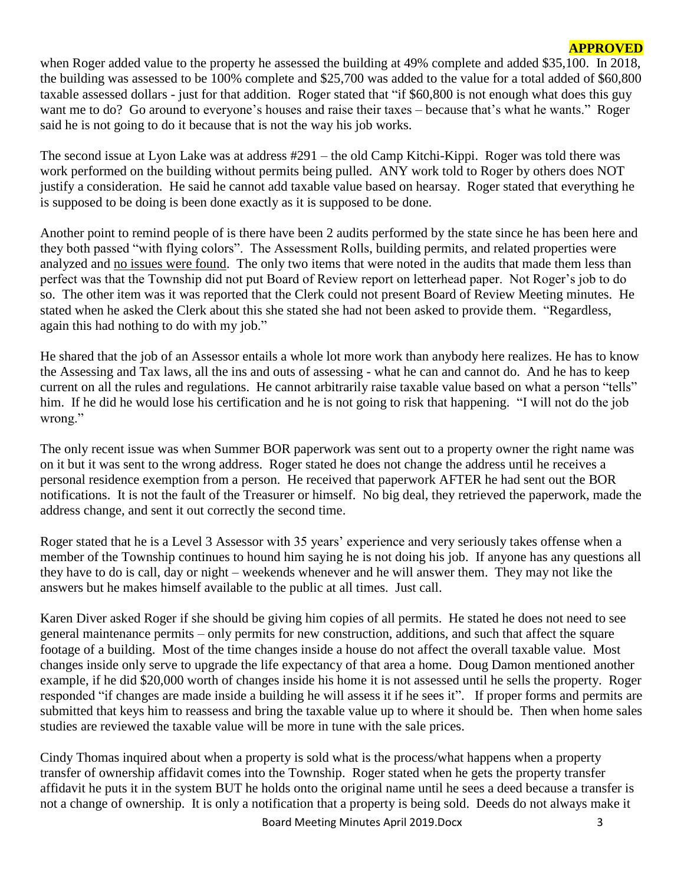**APPROVED**

when Roger added value to the property he assessed the building at 49% complete and added $35,100. In 2018, the building was assessed to be 100% complete and $25,700 was added to the value for a total added of $60,800 taxable assessed dollars - just for that addition. Roger stated that "if $60,800 is not enough what does this guy want me to do? Go around to everyone's houses and raise their taxes – because that's what he wants." Roger said he is not going to do it because that is not the way his job works.

The second issue at Lyon Lake was at address #291 – the old Camp Kitchi-Kippi. Roger was told there was work performed on the building without permits being pulled. ANY work told to Roger by others does NOT justify a consideration. He said he cannot add taxable value based on hearsay. Roger stated that everything he is supposed to be doing is been done exactly as it is supposed to be done.

Another point to remind people of is there have been 2 audits performed by the state since he has been here and they both passed "with flying colors". The Assessment Rolls, building permits, and related properties were analyzed and <u>no issues were found</u>. The only two items that were noted in the audits that made them less than perfect was that the Township did not put Board of Review report on letterhead paper. Not Roger's job to do so. The other item was it was reported that the Clerk could not present Board of Review Meeting minutes. He stated when he asked the Clerk about this she stated she had not been asked to provide them. "Regardless, again this had nothing to do with my job."

He shared that the job of an Assessor entails a whole lot more work than anybody here realizes. He has to know the Assessing and Tax laws, all the ins and outs of assessing - what he can and cannot do. And he has to keep current on all the rules and regulations. He cannot arbitrarily raise taxable value based on what a person "tells" him. If he did he would lose his certification and he is not going to risk that happening. "I will not do the job wrong."

The only recent issue was when Summer BOR paperwork was sent out to a property owner the right name was on it but it was sent to the wrong address. Roger stated he does not change the address until he receives a personal residence exemption from a person. He received that paperwork AFTER he had sent out the BOR notifications. It is not the fault of the Treasurer or himself. No big deal, they retrieved the paperwork, made the address change, and sent it out correctly the second time.

Roger stated that he is a Level 3 Assessor with 35 years' experience and very seriously takes offense when a member of the Township continues to hound him saying he is not doing his job. If anyone has any questions all they have to do is call, day or night – weekends whenever and he will answer them. They may not like the answers but he makes himself available to the public at all times. Just call.

Karen Diver asked Roger if she should be giving him copies of all permits. He stated he does not need to see general maintenance permits – only permits for new construction, additions, and such that affect the square footage of a building. Most of the time changes inside a house do not affect the overall taxable value. Most changes inside only serve to upgrade the life expectancy of that area a home. Doug Damon mentioned another example, if he did $20,000 worth of changes inside his home it is not assessed until he sells the property. Roger responded "if changes are made inside a building he will assess it if he sees it". If proper forms and permits are submitted that keys him to reassess and bring the taxable value up to where it should be. Then when home sales studies are reviewed the taxable value will be more in tune with the sale prices.

Cindy Thomas inquired about when a property is sold what is the process/what happens when a property transfer of ownership affidavit comes into the Township. Roger stated when he gets the property transfer affidavit he puts it in the system BUT he holds onto the original name until he sees a deed because a transfer is not a change of ownership. It is only a notification that a property is being sold. Deeds do not always make it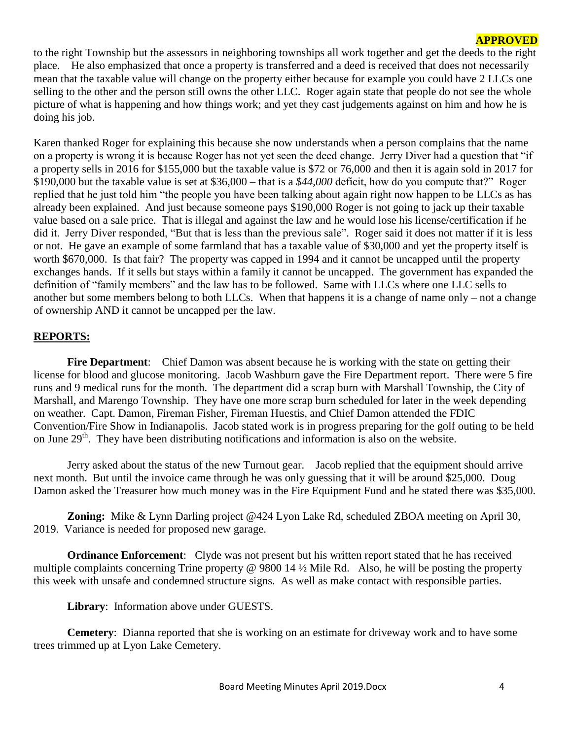**APPROVED**

to the right Township but the assessors in neighboring townships all work together and get the deeds to the right place. He also emphasized that once a property is transferred and a deed is received that does not necessarily mean that the taxable value will change on the property either because for example you could have 2 LLCs one selling to the other and the person still owns the other LLC. Roger again state that people do not see the whole picture of what is happening and how things work; and yet they cast judgements against on him and how he is doing his job.

Karen thanked Roger for explaining this because she now understands when a person complains that the name on a property is wrong it is because Roger has not yet seen the deed change. Jerry Diver had a question that "if a property sells in 2016 for $155,000 but the taxable value is $72 or 76,000 and then it is again sold in 2017 for $190,000 but the taxable value is set at $36,000 – that is a *$44,000* deficit, how do you compute that?" Roger replied that he just told him "the people you have been talking about again right now happen to be LLCs as has already been explained. And just because someone pays $190,000 Roger is not going to jack up their taxable value based on a sale price. That is illegal and against the law and he would lose his license/certification if he did it. Jerry Diver responded, "But that is less than the previous sale". Roger said it does not matter if it is less or not. He gave an example of some farmland that has a taxable value of $30,000 and yet the property itself is worth $670,000. Is that fair? The property was capped in 1994 and it cannot be uncapped until the property exchanges hands. If it sells but stays within a family it cannot be uncapped. The government has expanded the definition of "family members" and the law has to be followed. Same with LLCs where one LLC sells to another but some members belong to both LLCs. When that happens it is a change of name only – not a change of ownership AND it cannot be uncapped per the law.

## REPORTS:

**Fire Department**: Chief Damon was absent because he is working with the state on getting their license for blood and glucose monitoring. Jacob Washburn gave the Fire Department report. There were 5 fire runs and 9 medical runs for the month. The department did a scrap burn with Marshall Township, the City of Marshall, and Marengo Township. They have one more scrap burn scheduled for later in the week depending on weather. Capt. Damon, Fireman Fisher, Fireman Huestis, and Chief Damon attended the FDIC Convention/Fire Show in Indianapolis. Jacob stated work is in progress preparing for the golf outing to be held on June 29th. They have been distributing notifications and information is also on the website.

Jerry asked about the status of the new Turnout gear. Jacob replied that the equipment should arrive next month. But until the invoice came through he was only guessing that it will be around $25,000. Doug Damon asked the Treasurer how much money was in the Fire Equipment Fund and he stated there was $35,000.

**Zoning:** Mike & Lynn Darling project @424 Lyon Lake Rd, scheduled ZBOA meeting on April 30, 2019. Variance is needed for proposed new garage.

**Ordinance Enforcement**: Clyde was not present but his written report stated that he has received multiple complaints concerning Trine property @ 9800 14 ½ Mile Rd. Also, he will be posting the property this week with unsafe and condemned structure signs. As well as make contact with responsible parties.

**Library**: Information above under GUESTS.

**Cemetery**: Dianna reported that she is working on an estimate for driveway work and to have some trees trimmed up at Lyon Lake Cemetery.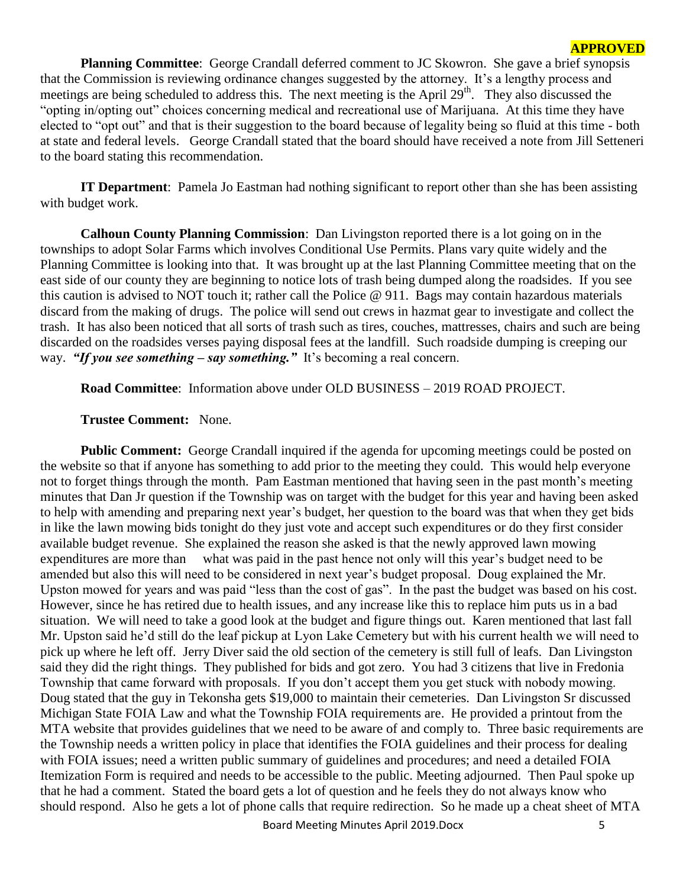**APPROVED**

**Planning Committee**: George Crandall deferred comment to JC Skowron. She gave a brief synopsis that the Commission is reviewing ordinance changes suggested by the attorney. It's a lengthy process and meetings are being scheduled to address this. The next meeting is the April 29th. They also discussed the "opting in/opting out" choices concerning medical and recreational use of Marijuana. At this time they have elected to "opt out" and that is their suggestion to the board because of legality being so fluid at this time - both at state and federal levels. George Crandall stated that the board should have received a note from Jill Setteneri to the board stating this recommendation.

**IT Department**: Pamela Jo Eastman had nothing significant to report other than she has been assisting with budget work.

**Calhoun County Planning Commission**: Dan Livingston reported there is a lot going on in the townships to adopt Solar Farms which involves Conditional Use Permits. Plans vary quite widely and the Planning Committee is looking into that. It was brought up at the last Planning Committee meeting that on the east side of our county they are beginning to notice lots of trash being dumped along the roadsides. If you see this caution is advised to NOT touch it; rather call the Police @ 911. Bags may contain hazardous materials discard from the making of drugs. The police will send out crews in hazmat gear to investigate and collect the trash. It has also been noticed that all sorts of trash such as tires, couches, mattresses, chairs and such are being discarded on the roadsides verses paying disposal fees at the landfill. Such roadside dumping is creeping our way. ***"If you see something – say something."*** It's becoming a real concern.

**Road Committee**: Information above under OLD BUSINESS – 2019 ROAD PROJECT.

**Trustee Comment:** None.

**Public Comment:** George Crandall inquired if the agenda for upcoming meetings could be posted on the website so that if anyone has something to add prior to the meeting they could. This would help everyone not to forget things through the month. Pam Eastman mentioned that having seen in the past month's meeting minutes that Dan Jr question if the Township was on target with the budget for this year and having been asked to help with amending and preparing next year's budget, her question to the board was that when they get bids in like the lawn mowing bids tonight do they just vote and accept such expenditures or do they first consider available budget revenue. She explained the reason she asked is that the newly approved lawn mowing expenditures are more than what was paid in the past hence not only will this year's budget need to be amended but also this will need to be considered in next year's budget proposal. Doug explained the Mr. Upston mowed for years and was paid "less than the cost of gas". In the past the budget was based on his cost. However, since he has retired due to health issues, and any increase like this to replace him puts us in a bad situation. We will need to take a good look at the budget and figure things out. Karen mentioned that last fall Mr. Upston said he'd still do the leaf pickup at Lyon Lake Cemetery but with his current health we will need to pick up where he left off. Jerry Diver said the old section of the cemetery is still full of leafs. Dan Livingston said they did the right things. They published for bids and got zero. You had 3 citizens that live in Fredonia Township that came forward with proposals. If you don't accept them you get stuck with nobody mowing. Doug stated that the guy in Tekonsha gets $19,000 to maintain their cemeteries. Dan Livingston Sr discussed Michigan State FOIA Law and what the Township FOIA requirements are. He provided a printout from the MTA website that provides guidelines that we need to be aware of and comply to. Three basic requirements are the Township needs a written policy in place that identifies the FOIA guidelines and their process for dealing with FOIA issues; need a written public summary of guidelines and procedures; and need a detailed FOIA Itemization Form is required and needs to be accessible to the public. Meeting adjourned. Then Paul spoke up that he had a comment. Stated the board gets a lot of question and he feels they do not always know who should respond. Also he gets a lot of phone calls that require redirection. So he made up a cheat sheet of MTA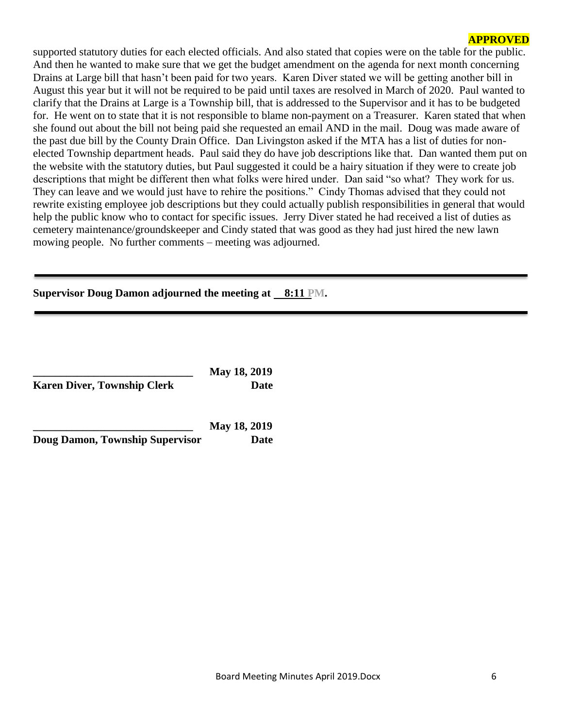**APPROVED**

supported statutory duties for each elected officials. And also stated that copies were on the table for the public. And then he wanted to make sure that we get the budget amendment on the agenda for next month concerning Drains at Large bill that hasn't been paid for two years. Karen Diver stated we will be getting another bill in August this year but it will not be required to be paid until taxes are resolved in March of 2020. Paul wanted to clarify that the Drains at Large is a Township bill, that is addressed to the Supervisor and it has to be budgeted for. He went on to state that it is not responsible to blame non-payment on a Treasurer. Karen stated that when she found out about the bill not being paid she requested an email AND in the mail. Doug was made aware of the past due bill by the County Drain Office. Dan Livingston asked if the MTA has a list of duties for non-elected Township department heads. Paul said they do have job descriptions like that. Dan wanted them put on the website with the statutory duties, but Paul suggested it could be a hairy situation if they were to create job descriptions that might be different then what folks were hired under. Dan said "so what? They work for us. They can leave and we would just have to rehire the positions." Cindy Thomas advised that they could not rewrite existing employee job descriptions but they could actually publish responsibilities in general that would help the public know who to contact for specific issues. Jerry Diver stated he had received a list of duties as cemetery maintenance/groundskeeper and Cindy stated that was good as they had just hired the new lawn mowing people. No further comments – meeting was adjourned.

---

**Supervisor Doug Damon adjourned the meeting at 8:11 PM.**

---

**\_\_\_\_\_\_\_\_\_\_\_\_\_\_\_\_\_\_\_\_\_\_\_\_\_\_\_\_\_\_ May 18, 2019**
**Karen Diver, Township Clerk Date**

**\_\_\_\_\_\_\_\_\_\_\_\_\_\_\_\_\_\_\_\_\_\_\_\_\_\_\_\_\_\_ May 18, 2019**
**Doug Damon, Township Supervisor Date**